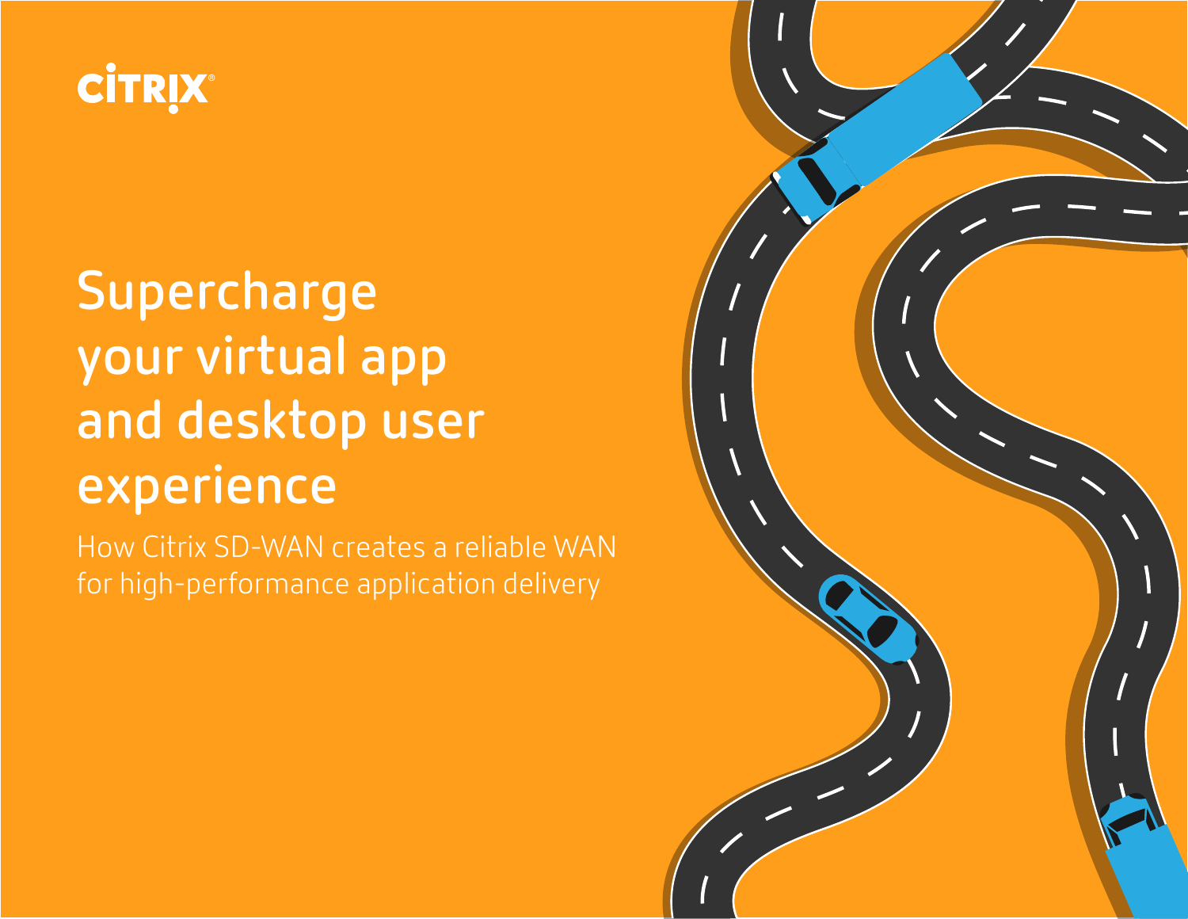CITRIX

# Supercharge your virtual app and desktop user experience

How Citrix SD-WAN creates a reliable WAN for high-performance application delivery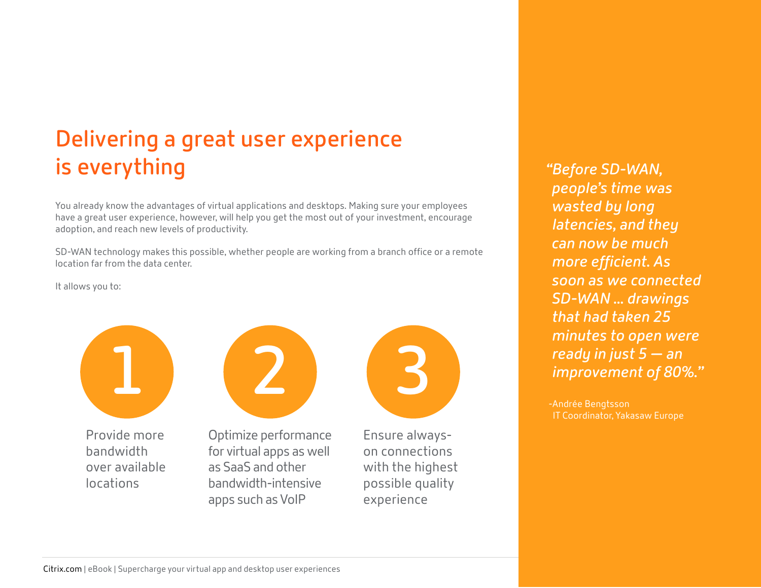# Delivering a great user experience is everything

You already know the advantages of virtual applications and desktops. Making sure your employees have a great user experience, however, will help you get the most out of your investment, encourage adoption, and reach new levels of productivity.

SD-WAN technology makes this possible, whether people are working from a branch office or a remote location far from the data center.

It allows you to:

1. Provide more bandwidth over available locations
2. Optimize performance for virtual apps as well as SaaS and other bandwidth-intensive apps such as VoIP
3. Ensure always-on connections with the highest possible quality experience

*"Before SD-WAN, people's time was wasted by long latencies, and they can now be much more efficient. As soon as we connected SD-WAN ... drawings that had taken 25 minutes to open were ready in just 5 — an improvement of 80%."*

-Andrée Bengtsson
IT Coordinator, Yakasaw Europe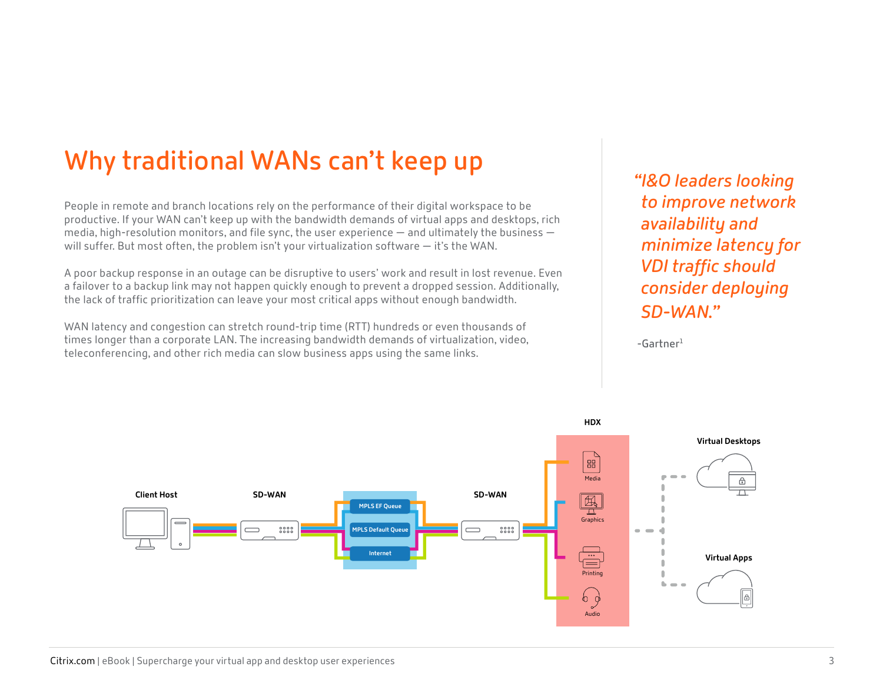# Why traditional WANs can't keep up

People in remote and branch locations rely on the performance of their digital workspace to be productive. If your WAN can't keep up with the bandwidth demands of virtual apps and desktops, rich media, high-resolution monitors, and file sync, the user experience — and ultimately the business — will suffer. But most often, the problem isn't your virtualization software — it's the WAN.

A poor backup response in an outage can be disruptive to users' work and result in lost revenue. Even a failover to a backup link may not happen quickly enough to prevent a dropped session. Additionally, the lack of traffic prioritization can leave your most critical apps without enough bandwidth.

WAN latency and congestion can stretch round-trip time (RTT) hundreds or even thousands of times longer than a corporate LAN. The increasing bandwidth demands of virtualization, video, teleconferencing, and other rich media can slow business apps using the same links.

*"I&O leaders looking to improve network availability and minimize latency for VDI traffic should consider deploying SD-WAN."*

-Gartner[1]

Client Host | SD-WAN | MPLS EF Queue | MPLS Default Queue | Internet | SD-WAN | HDX | Media | Graphics | Printing | Audio | Virtual Desktops | Virtual Apps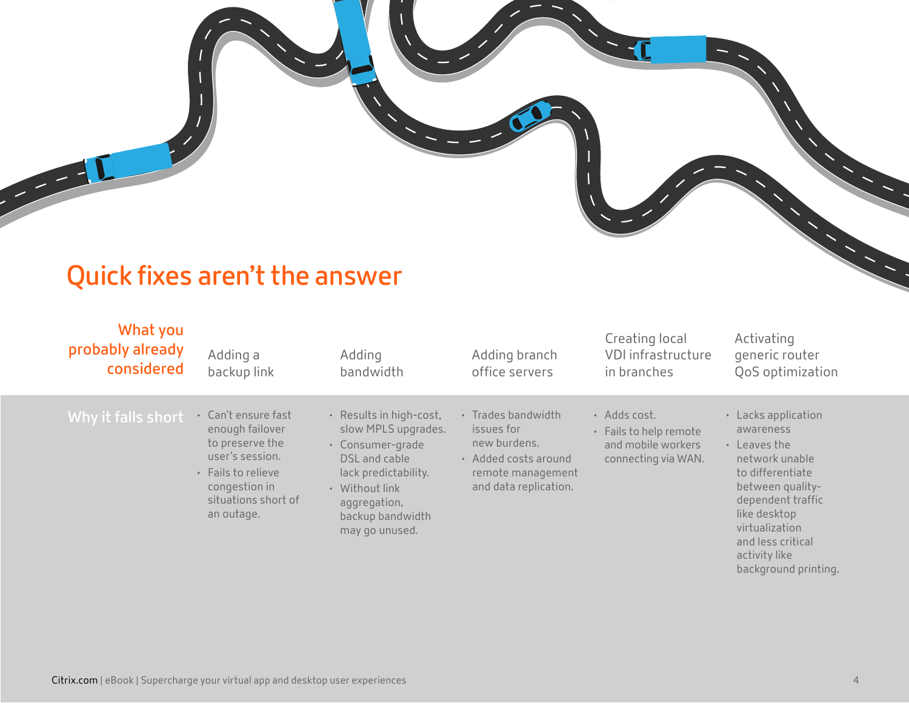# Quick fixes aren't the answer

| What you probably already considered | Adding a backup link | Adding bandwidth | Adding branch office servers | Creating local VDI infrastructure in branches | Activating generic router QoS optimization |
|---|---|---|---|---|---|
| Why it falls short | • Can't ensure fast enough failover to preserve the user's session.<br>• Fails to relieve congestion in situations short of an outage. | • Results in high-cost, slow MPLS upgrades.<br>• Consumer-grade DSL and cable lack predictability.<br>• Without link aggregation, backup bandwidth may go unused. | • Trades bandwidth issues for new burdens.<br>• Added costs around remote management and data replication. | • Adds cost.<br>• Fails to help remote and mobile workers connecting via WAN. | • Lacks application awareness<br>• Leaves the network unable to differentiate between quality-dependent traffic like desktop virtualization and less critical activity like background printing. |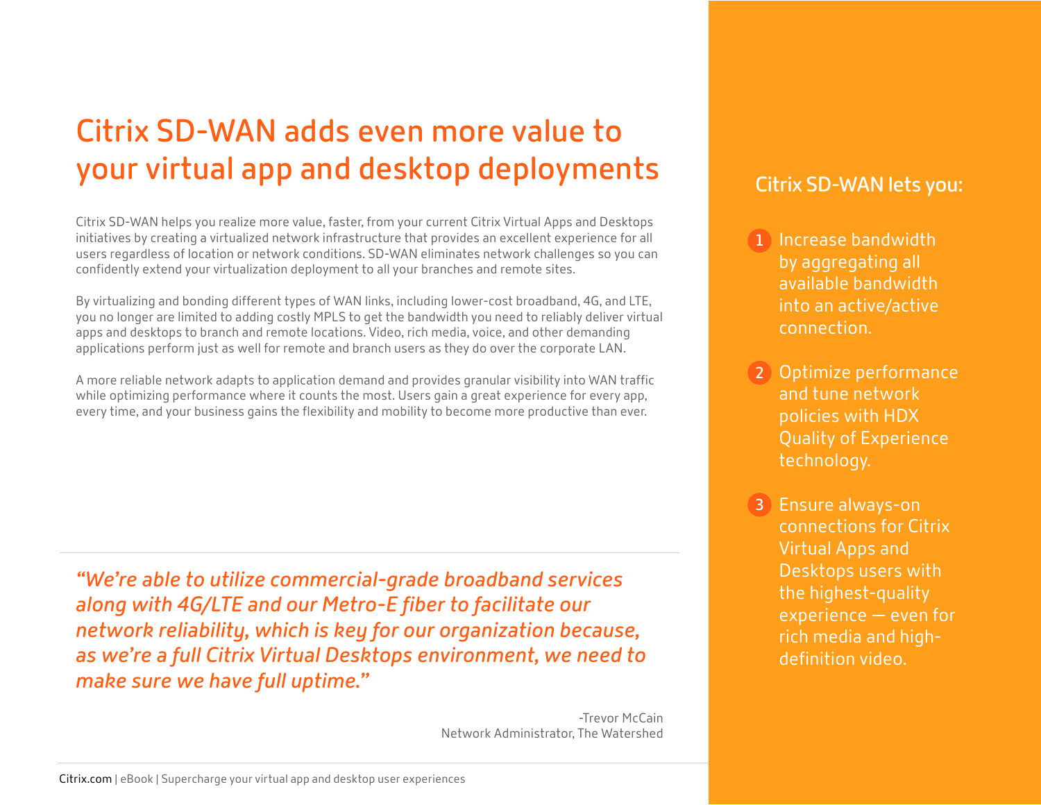# Citrix SD-WAN adds even more value to your virtual app and desktop deployments

Citrix SD-WAN helps you realize more value, faster, from your current Citrix Virtual Apps and Desktops initiatives by creating a virtualized network infrastructure that provides an excellent experience for all users regardless of location or network conditions. SD-WAN eliminates network challenges so you can confidently extend your virtualization deployment to all your branches and remote sites.

By virtualizing and bonding different types of WAN links, including lower-cost broadband, 4G, and LTE, you no longer are limited to adding costly MPLS to get the bandwidth you need to reliably deliver virtual apps and desktops to branch and remote locations. Video, rich media, voice, and other demanding applications perform just as well for remote and branch users as they do over the corporate LAN.

A more reliable network adapts to application demand and provides granular visibility into WAN traffic while optimizing performance where it counts the most. Users gain a great experience for every app, every time, and your business gains the flexibility and mobility to become more productive than ever.

---

*"We're able to utilize commercial-grade broadband services along with 4G/LTE and our Metro-E fiber to facilitate our network reliability, which is key for our organization because, as we're a full Citrix Virtual Desktops environment, we need to make sure we have full uptime."*

-Trevor McCain
Network Administrator, The Watershed

## Citrix SD-WAN lets you:

1. Increase bandwidth by aggregating all available bandwidth into an active/active connection.
2. Optimize performance and tune network policies with HDX Quality of Experience technology.
3. Ensure always-on connections for Citrix Virtual Apps and Desktops users with the highest-quality experience — even for rich media and high-definition video.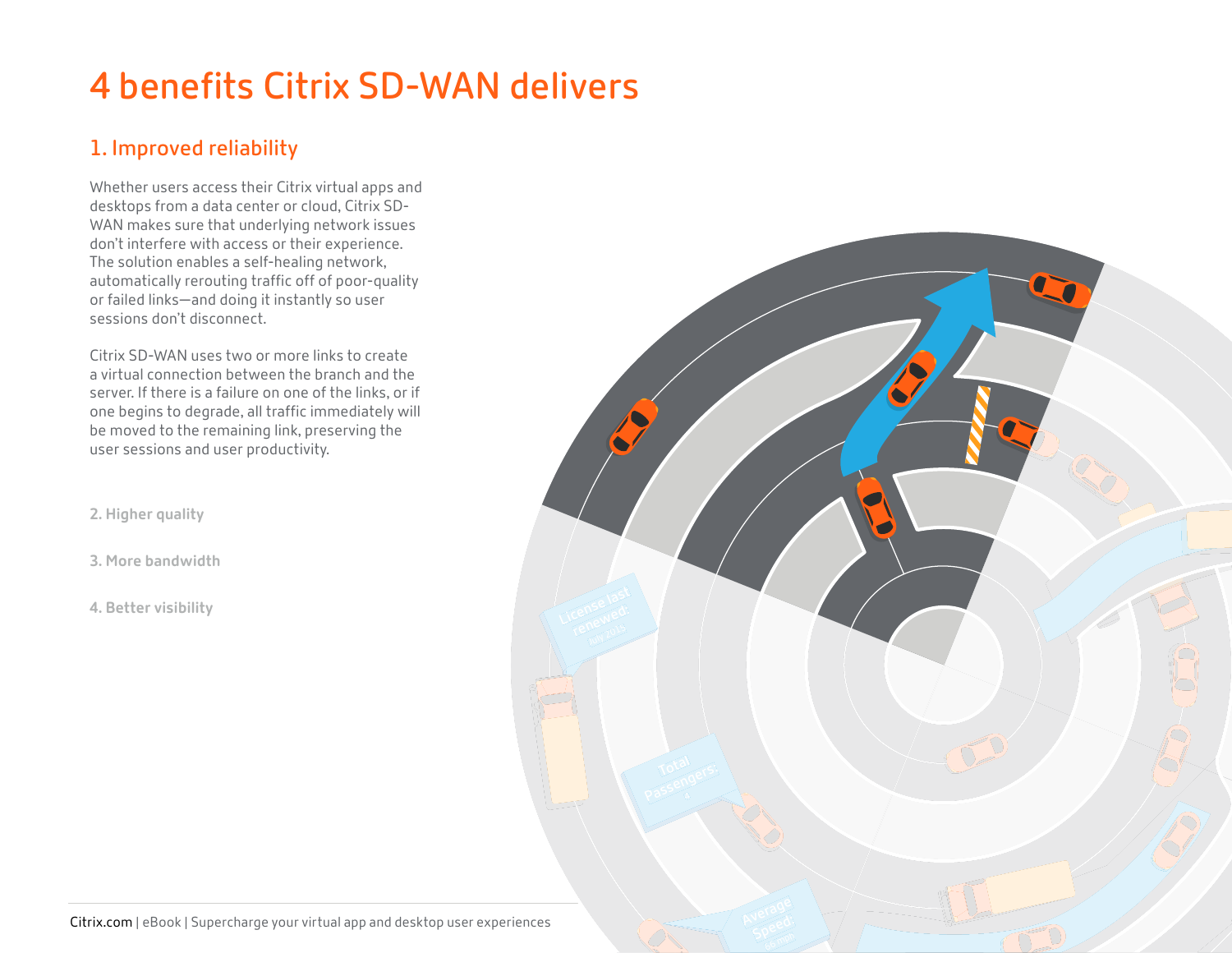# 4 benefits Citrix SD-WAN delivers

## 1. Improved reliability

Whether users access their Citrix virtual apps and desktops from a data center or cloud, Citrix SD-WAN makes sure that underlying network issues don't interfere with access or their experience. The solution enables a self-healing network, automatically rerouting traffic off of poor-quality or failed links—and doing it instantly so user sessions don't disconnect.

Citrix SD-WAN uses two or more links to create a virtual connection between the branch and the server. If there is a failure on one of the links, or if one begins to degrade, all traffic immediately will be moved to the remaining link, preserving the user sessions and user productivity.

**2. Higher quality**

**3. More bandwidth**

**4. Better visibility**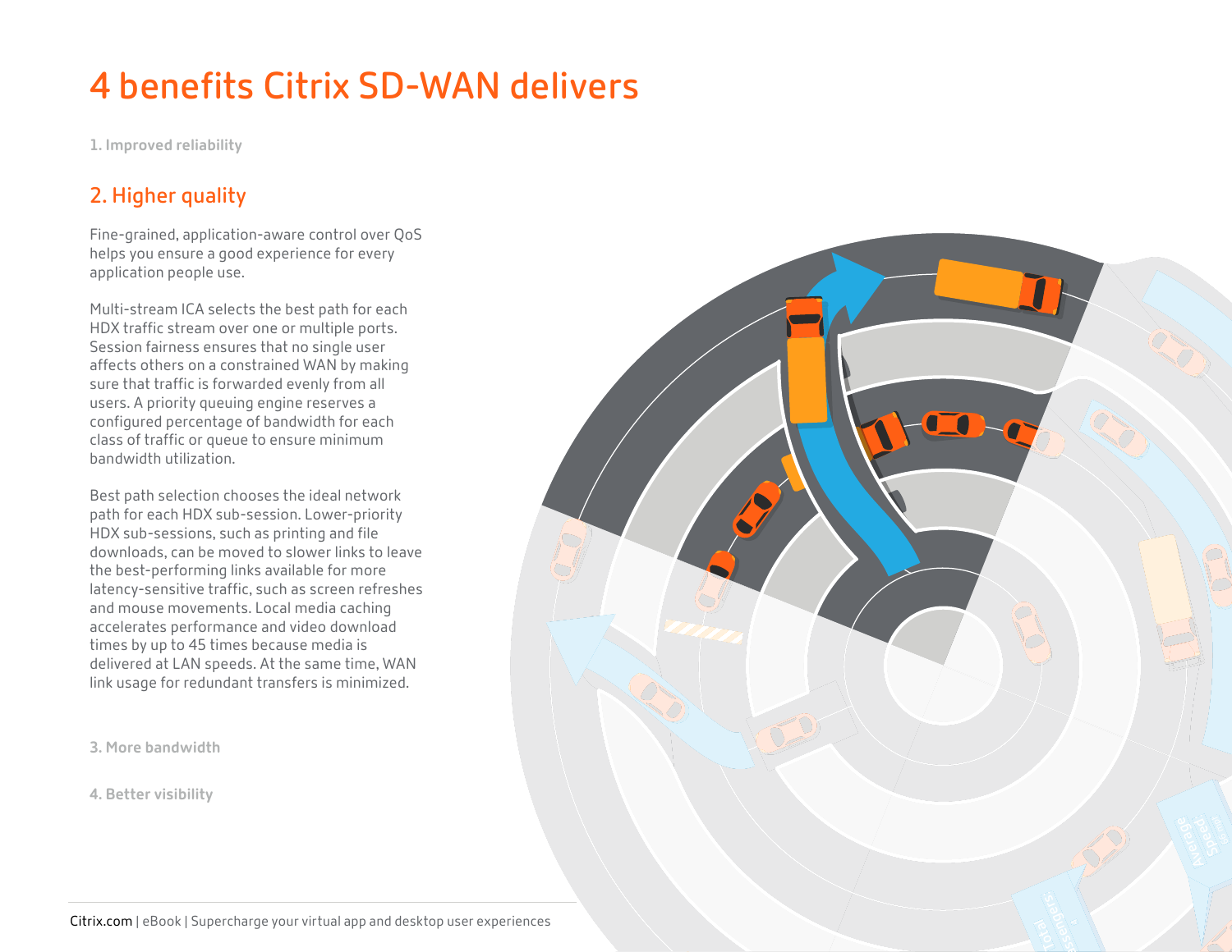# 4 benefits Citrix SD-WAN delivers

1. Improved reliability

## 2. Higher quality

Fine-grained, application-aware control over QoS helps you ensure a good experience for every application people use.

Multi-stream ICA selects the best path for each HDX traffic stream over one or multiple ports. Session fairness ensures that no single user affects others on a constrained WAN by making sure that traffic is forwarded evenly from all users. A priority queuing engine reserves a configured percentage of bandwidth for each class of traffic or queue to ensure minimum bandwidth utilization.

Best path selection chooses the ideal network path for each HDX sub-session. Lower-priority HDX sub-sessions, such as printing and file downloads, can be moved to slower links to leave the best-performing links available for more latency-sensitive traffic, such as screen refreshes and mouse movements. Local media caching accelerates performance and video download times by up to 45 times because media is delivered at LAN speeds. At the same time, WAN link usage for redundant transfers is minimized.

3. More bandwidth

4. Better visibility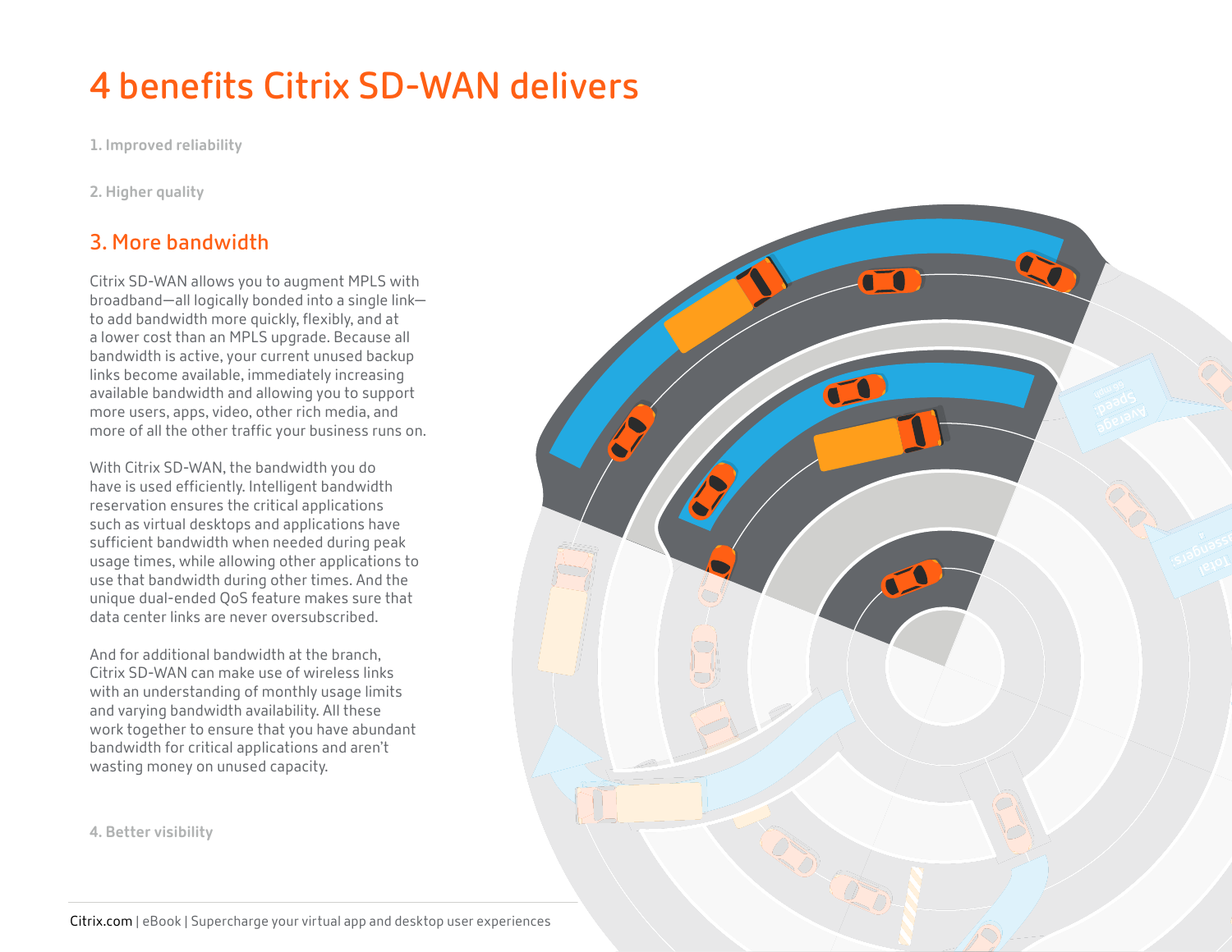# 4 benefits Citrix SD-WAN delivers

**1. Improved reliability**

**2. Higher quality**

## 3. More bandwidth

Citrix SD-WAN allows you to augment MPLS with broadband—all logically bonded into a single link—to add bandwidth more quickly, flexibly, and at a lower cost than an MPLS upgrade. Because all bandwidth is active, your current unused backup links become available, immediately increasing available bandwidth and allowing you to support more users, apps, video, other rich media, and more of all the other traffic your business runs on.

With Citrix SD-WAN, the bandwidth you do have is used efficiently. Intelligent bandwidth reservation ensures the critical applications such as virtual desktops and applications have sufficient bandwidth when needed during peak usage times, while allowing other applications to use that bandwidth during other times. And the unique dual-ended QoS feature makes sure that data center links are never oversubscribed.

And for additional bandwidth at the branch, Citrix SD-WAN can make use of wireless links with an understanding of monthly usage limits and varying bandwidth availability. All these work together to ensure that you have abundant bandwidth for critical applications and aren't wasting money on unused capacity.

**4. Better visibility**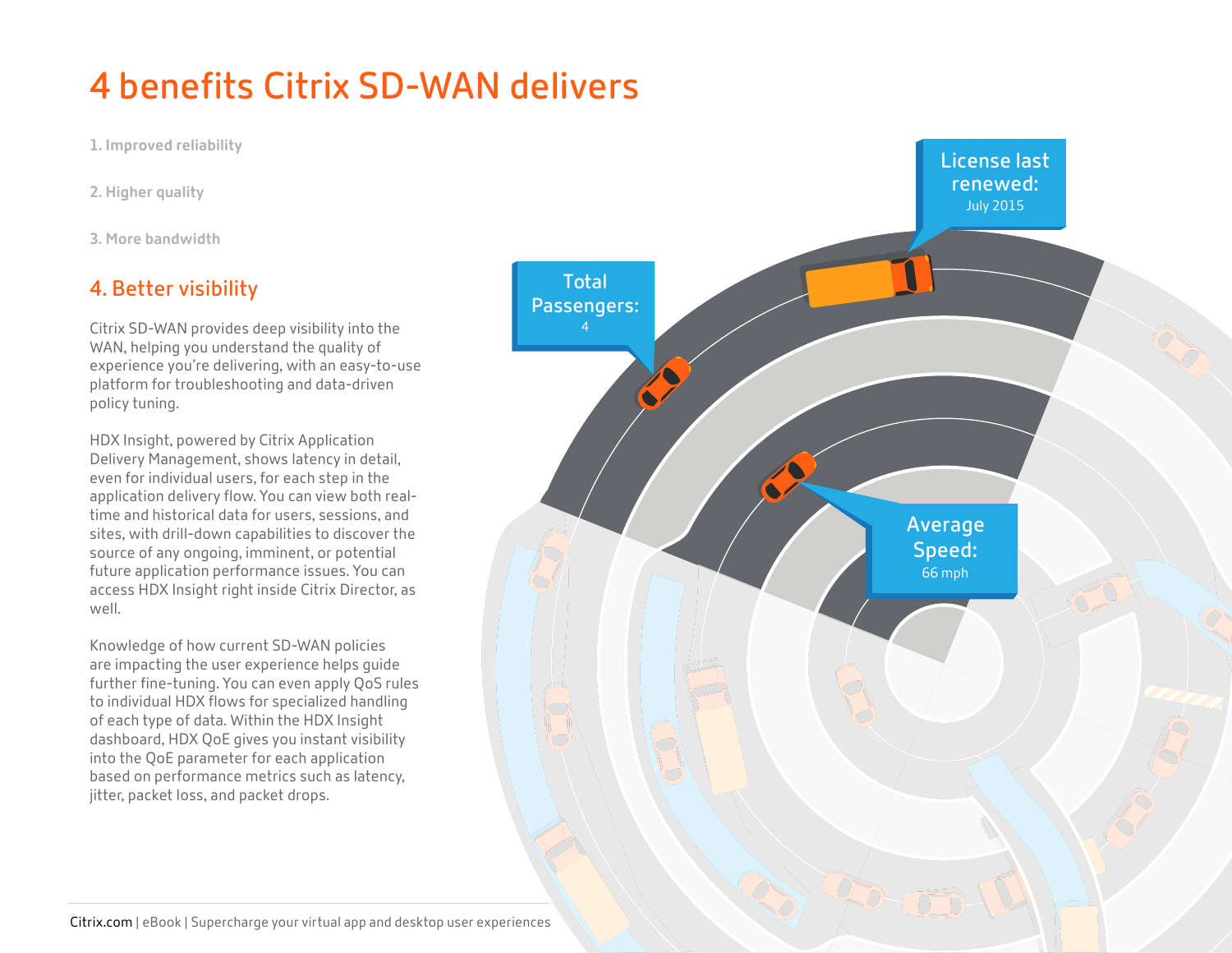# 4 benefits Citrix SD-WAN delivers

1. Improved reliability

2. Higher quality

3. More bandwidth

## 4. Better visibility

Citrix SD-WAN provides deep visibility into the WAN, helping you understand the quality of experience you're delivering, with an easy-to-use platform for troubleshooting and data-driven policy tuning.

HDX Insight, powered by Citrix Application Delivery Management, shows latency in detail, even for individual users, for each step in the application delivery flow. You can view both real-time and historical data for users, sessions, and sites, with drill-down capabilities to discover the source of any ongoing, imminent, or potential future application performance issues. You can access HDX Insight right inside Citrix Director, as well.

Knowledge of how current SD-WAN policies are impacting the user experience helps guide further fine-tuning. You can even apply QoS rules to individual HDX flows for specialized handling of each type of data. Within the HDX Insight dashboard, HDX QoE gives you instant visibility into the QoE parameter for each application based on performance metrics such as latency, jitter, packet loss, and packet drops.

License last renewed:
July 2015

Total Passengers:
4

Average Speed:
66 mph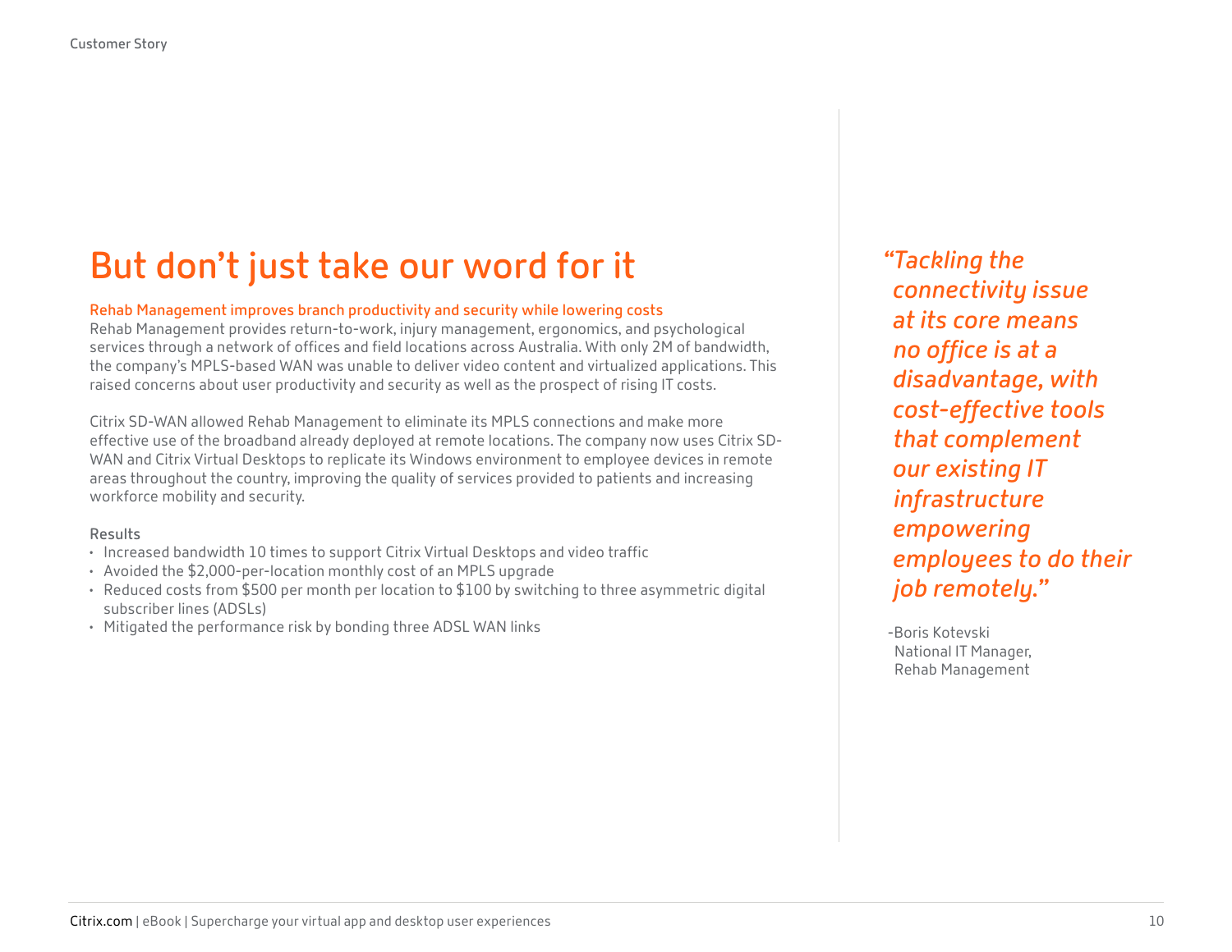# But don't just take our word for it

**Rehab Management improves branch productivity and security while lowering costs**

Rehab Management provides return-to-work, injury management, ergonomics, and psychological services through a network of offices and field locations across Australia. With only 2M of bandwidth, the company's MPLS-based WAN was unable to deliver video content and virtualized applications. This raised concerns about user productivity and security as well as the prospect of rising IT costs.

Citrix SD-WAN allowed Rehab Management to eliminate its MPLS connections and make more effective use of the broadband already deployed at remote locations. The company now uses Citrix SD-WAN and Citrix Virtual Desktops to replicate its Windows environment to employee devices in remote areas throughout the country, improving the quality of services provided to patients and increasing workforce mobility and security.

Results

- Increased bandwidth 10 times to support Citrix Virtual Desktops and video traffic
- Avoided the $2,000-per-location monthly cost of an MPLS upgrade
- Reduced costs from $500 per month per location to $100 by switching to three asymmetric digital subscriber lines (ADSLs)
- Mitigated the performance risk by bonding three ADSL WAN links

> *"Tackling the connectivity issue at its core means no office is at a disadvantage, with cost-effective tools that complement our existing IT infrastructure empowering employees to do their job remotely."*
>
> -Boris Kotevski
> National IT Manager,
> Rehab Management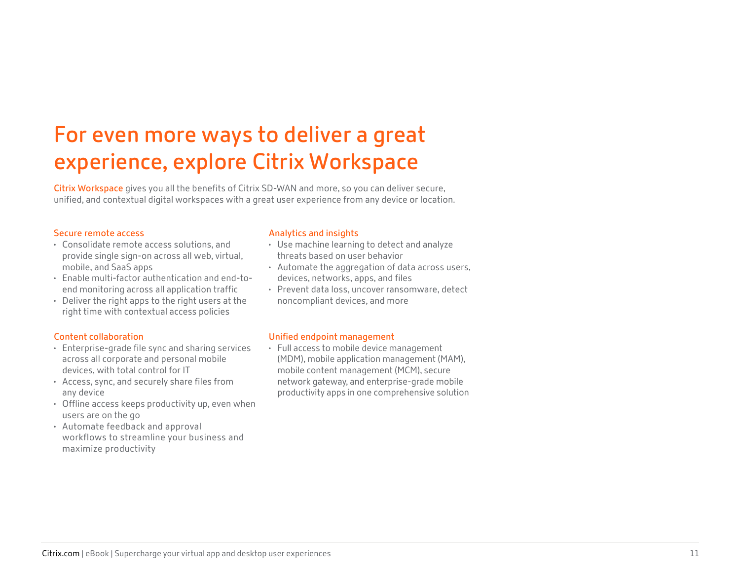# For even more ways to deliver a great experience, explore Citrix Workspace

Citrix Workspace gives you all the benefits of Citrix SD-WAN and more, so you can deliver secure, unified, and contextual digital workspaces with a great user experience from any device or location.

### Secure remote access

- Consolidate remote access solutions, and provide single sign-on across all web, virtual, mobile, and SaaS apps
- Enable multi-factor authentication and end-to-end monitoring across all application traffic
- Deliver the right apps to the right users at the right time with contextual access policies

### Content collaboration

- Enterprise-grade file sync and sharing services across all corporate and personal mobile devices, with total control for IT
- Access, sync, and securely share files from any device
- Offline access keeps productivity up, even when users are on the go
- Automate feedback and approval workflows to streamline your business and maximize productivity

### Analytics and insights

- Use machine learning to detect and analyze threats based on user behavior
- Automate the aggregation of data across users, devices, networks, apps, and files
- Prevent data loss, uncover ransomware, detect noncompliant devices, and more

### Unified endpoint management

- Full access to mobile device management (MDM), mobile application management (MAM), mobile content management (MCM), secure network gateway, and enterprise-grade mobile productivity apps in one comprehensive solution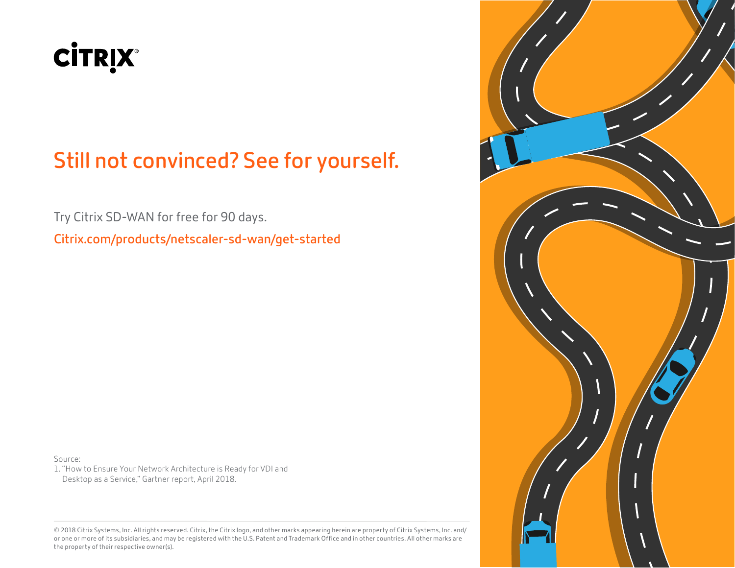CITRIX®

## Still not convinced? See for yourself.

Try Citrix SD-WAN for free for 90 days.

Citrix.com/products/netscaler-sd-wan/get-started

Source:

1. "How to Ensure Your Network Architecture is Ready for VDI and Desktop as a Service," Gartner report, April 2018.

© 2018 Citrix Systems, Inc. All rights reserved. Citrix, the Citrix logo, and other marks appearing herein are property of Citrix Systems, Inc. and/or one or more of its subsidiaries, and may be registered with the U.S. Patent and Trademark Office and in other countries. All other marks are the property of their respective owner(s).